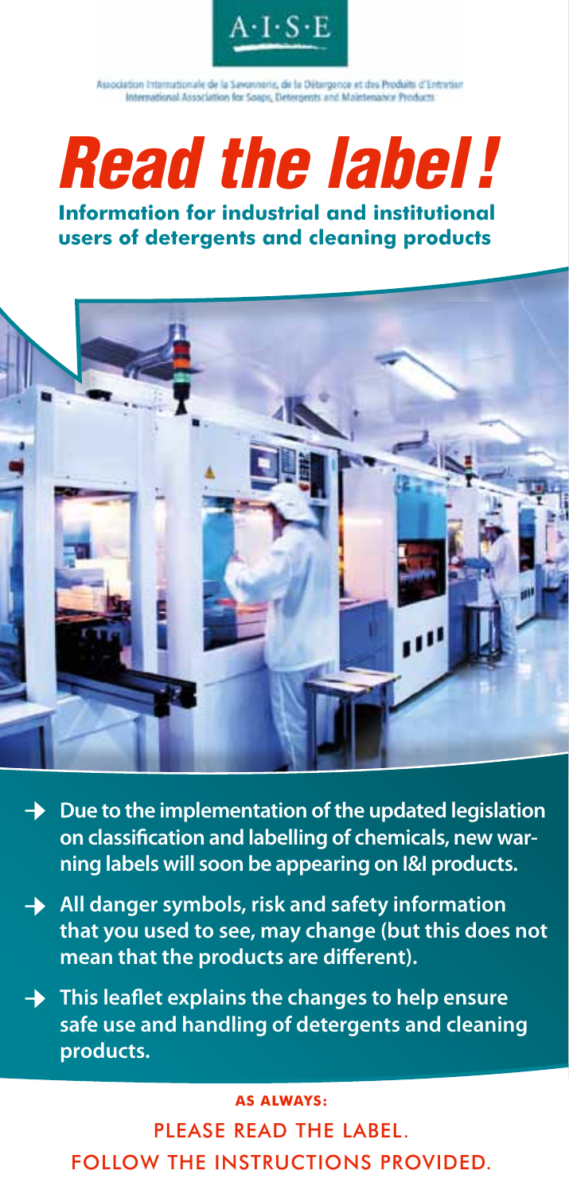A·I·S·E

Association Internationale de la Savonnerie, de la Détergence et des Produits d'Entretien
International Association for Soaps, Detergents and Maintenance Products

# Read the label!

## Information for industrial and institutional users of detergents and cleaning products

- **Due to the implementation of the updated legislation on classification and labelling of chemicals, new warning labels will soon be appearing on I&I products.**
- **All danger symbols, risk and safety information that you used to see, may change (but this does not mean that the products are different).**
- **This leaflet explains the changes to help ensure safe use and handling of detergents and cleaning products.**

**AS ALWAYS:**

PLEASE READ THE LABEL.
FOLLOW THE INSTRUCTIONS PROVIDED.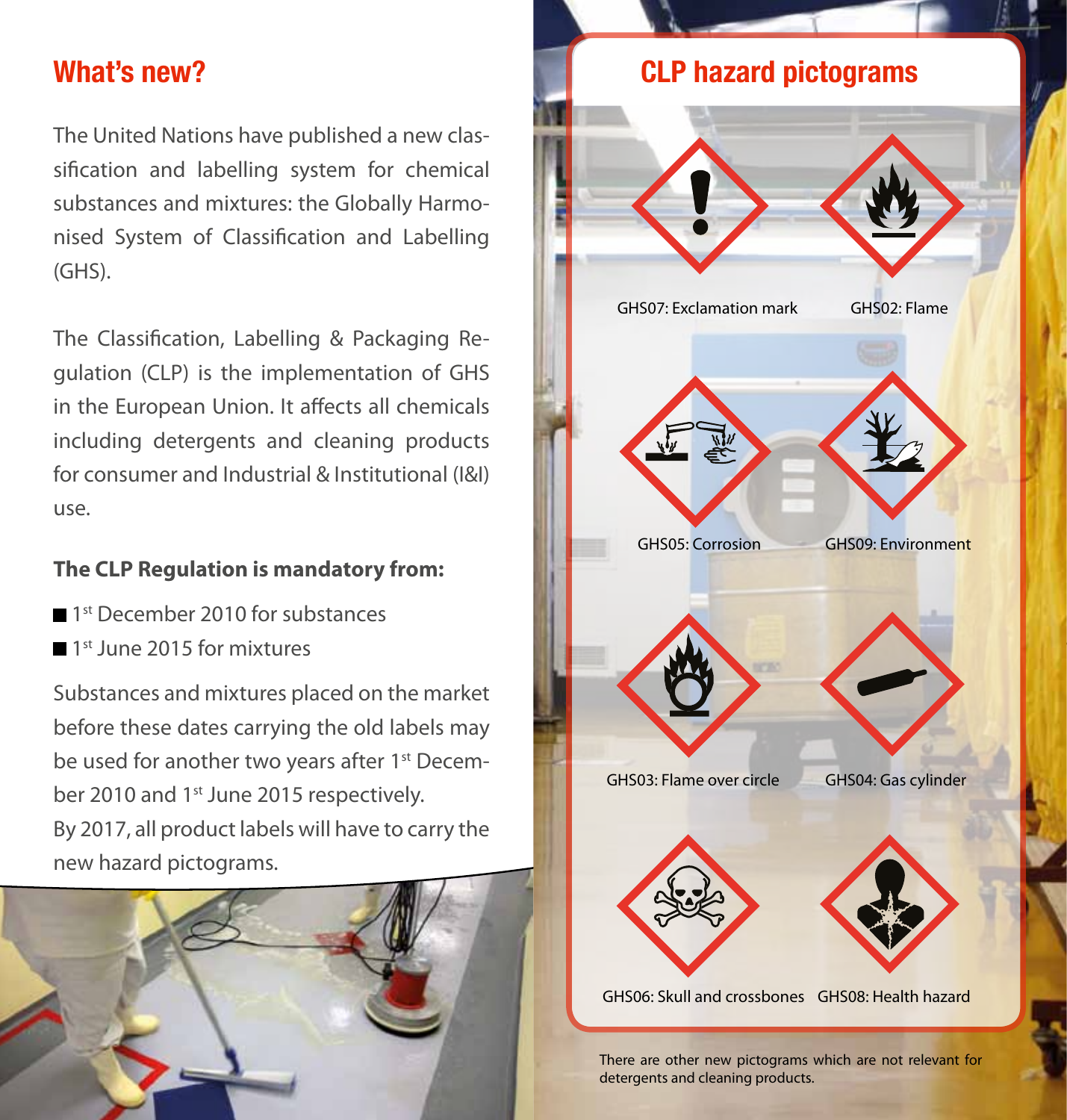## What's new?

The United Nations have published a new classification and labelling system for chemical substances and mixtures: the Globally Harmonised System of Classification and Labelling (GHS).

The Classification, Labelling & Packaging Regulation (CLP) is the implementation of GHS in the European Union. It affects all chemicals including detergents and cleaning products for consumer and Industrial & Institutional (I&I) use.

**The CLP Regulation is mandatory from:**

- 1st December 2010 for substances
- 1st June 2015 for mixtures

Substances and mixtures placed on the market before these dates carrying the old labels may be used for another two years after 1st December 2010 and 1st June 2015 respectively.
By 2017, all product labels will have to carry the new hazard pictograms.

## CLP hazard pictograms

GHS07: Exclamation mark

GHS02: Flame

GHS05: Corrosion

GHS09: Environment

GHS03: Flame over circle

GHS04: Gas cylinder

GHS06: Skull and crossbones

GHS08: Health hazard

There are other new pictograms which are not relevant for detergents and cleaning products.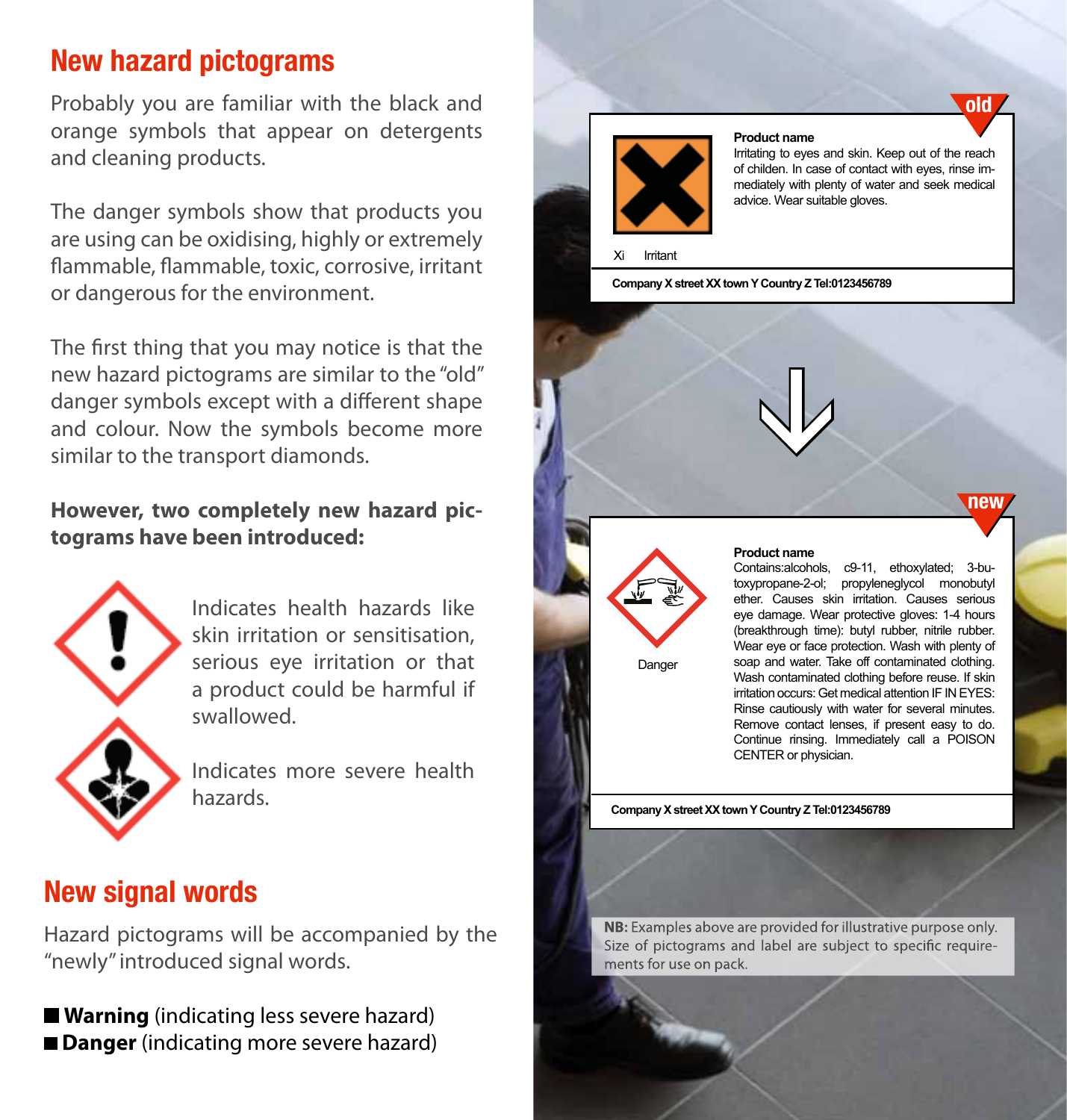# New hazard pictograms

Probably you are familiar with the black and orange symbols that appear on detergents and cleaning products.

The danger symbols show that products you are using can be oxidising, highly or extremely flammable, flammable, toxic, corrosive, irritant or dangerous for the environment.

The first thing that you may notice is that the new hazard pictograms are similar to the "old" danger symbols except with a different shape and colour. Now the symbols become more similar to the transport diamonds.

**However, two completely new hazard pictograms have been introduced:**

Indicates health hazards like skin irritation or sensitisation, serious eye irritation or that a product could be harmful if swallowed.

Indicates more severe health hazards.

# New signal words

Hazard pictograms will be accompanied by the "newly" introduced signal words.

- **Warning** (indicating less severe hazard)
- **Danger** (indicating more severe hazard)

**old**

Xi Irritant

**Product name**
Irritating to eyes and skin. Keep out of the reach of childen. In case of contact with eyes, rinse immediately with plenty of water and seek medical advice. Wear suitable gloves.

**Company X street XX town Y Country Z Tel:0123456789**

**new**

Danger

**Product name**
Contains:alcohols, c9-11, ethoxylated; 3-butoxypropane-2-ol; propyleneglycol monobutyl ether. Causes skin irritation. Causes serious eye damage. Wear protective gloves: 1-4 hours (breakthrough time): butyl rubber, nitrile rubber. Wear eye or face protection. Wash with plenty of soap and water. Take off contaminated clothing. Wash contaminated clothing before reuse. If skin irritation occurs: Get medical attention IF IN EYES: Rinse cautiously with water for several minutes. Remove contact lenses, if present easy to do. Continue rinsing. Immediately call a POISON CENTER or physician.

**Company X street XX town Y Country Z Tel:0123456789**

**NB:** Examples above are provided for illustrative purpose only. Size of pictograms and label are subject to specific requirements for use on pack.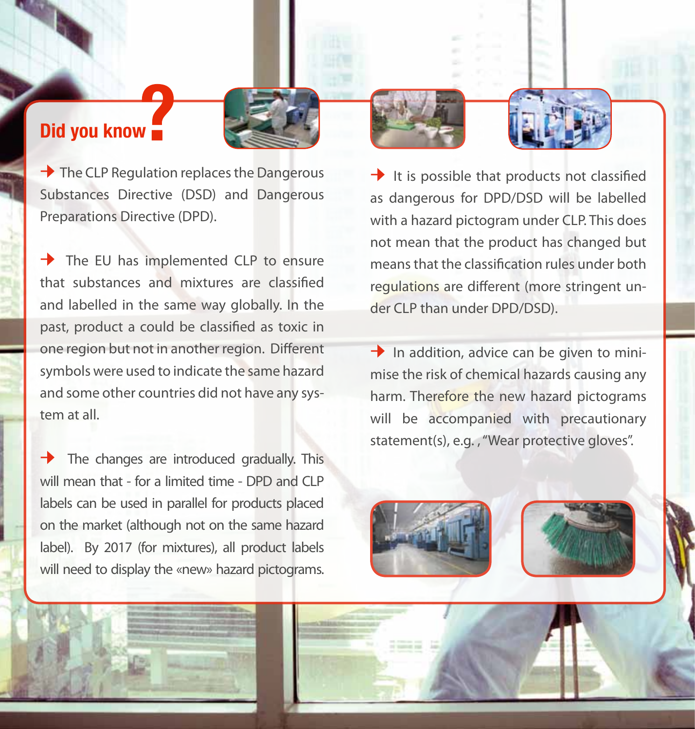## Did you know?

- The CLP Regulation replaces the Dangerous Substances Directive (DSD) and Dangerous Preparations Directive (DPD).

- The EU has implemented CLP to ensure that substances and mixtures are classified and labelled in the same way globally. In the past, product a could be classified as toxic in one region but not in another region. Different symbols were used to indicate the same hazard and some other countries did not have any system at all.

- The changes are introduced gradually. This will mean that - for a limited time - DPD and CLP labels can be used in parallel for products placed on the market (although not on the same hazard label). By 2017 (for mixtures), all product labels will need to display the «new» hazard pictograms.

- It is possible that products not classified as dangerous for DPD/DSD will be labelled with a hazard pictogram under CLP. This does not mean that the product has changed but means that the classification rules under both regulations are different (more stringent under CLP than under DPD/DSD).

- In addition, advice can be given to minimise the risk of chemical hazards causing any harm. Therefore the new hazard pictograms will be accompanied with precautionary statement(s), e.g. , "Wear protective gloves".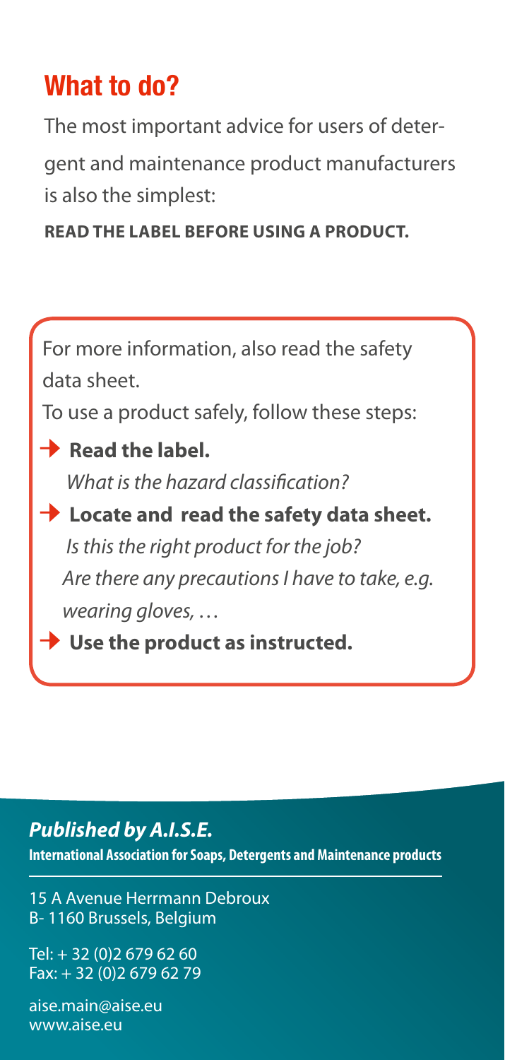## What to do?

The most important advice for users of detergent and maintenance product manufacturers is also the simplest:

**READ THE LABEL BEFORE USING A PRODUCT.**

For more information, also read the safety data sheet.

To use a product safely, follow these steps:

- **Read the label.**
  *What is the hazard classification?*
- **Locate and read the safety data sheet.**
  *Is this the right product for the job?*
  *Are there any precautions I have to take, e.g. wearing gloves, …*
- **Use the product as instructed.**

***Published by A.I.S.E.***

**International Association for Soaps, Detergents and Maintenance products**

15 A Avenue Herrmann Debroux
B- 1160 Brussels, Belgium

Tel: + 32 (0)2 679 62 60
Fax: + 32 (0)2 679 62 79

aise.main@aise.eu
www.aise.eu